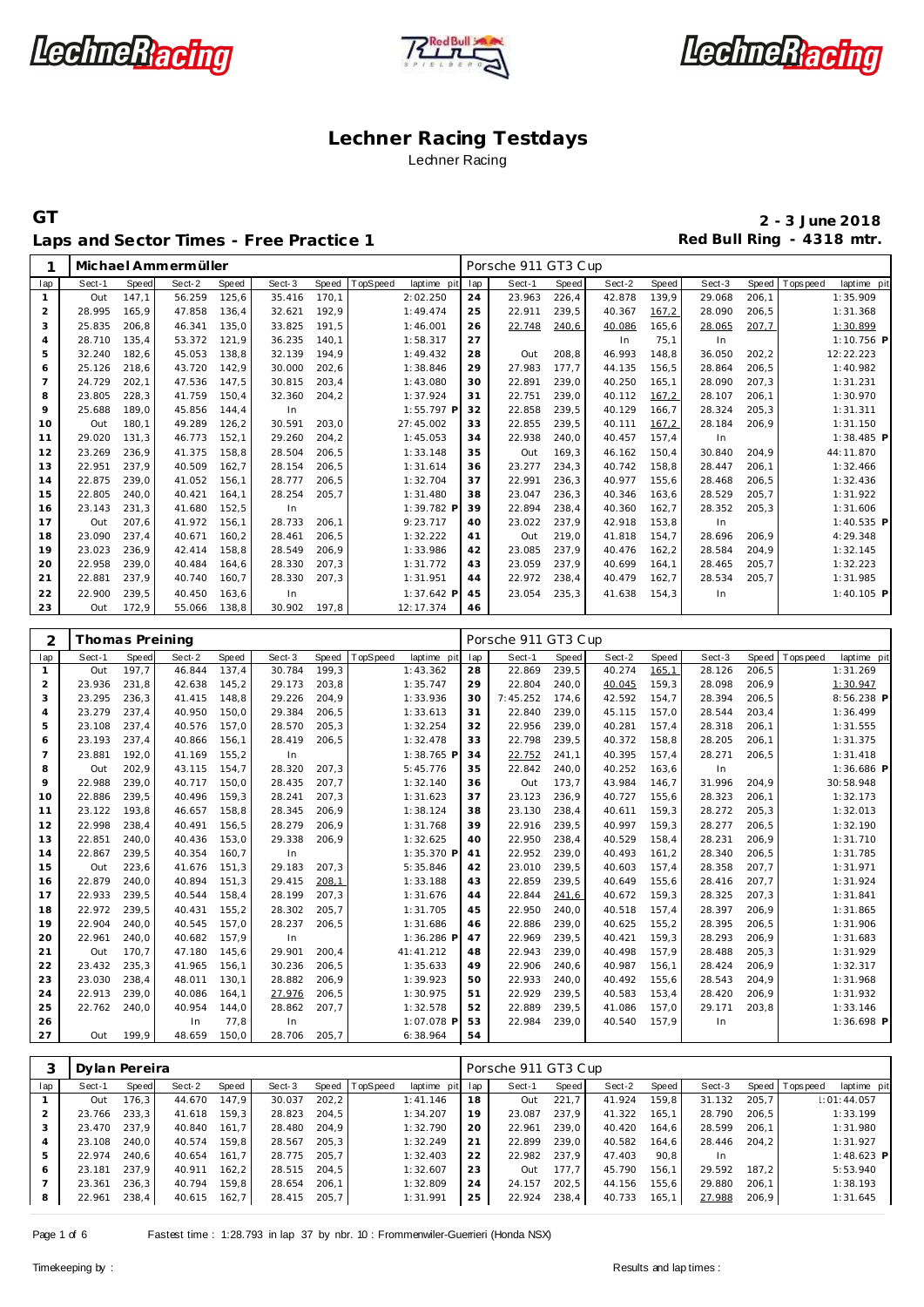# Lechner Racing Testdays

Lechner Racing

## GT

**2 - 3 June 2018**

### Laps and Sector Times - Free Practice 1

**Red Bull Ring - 4318 mtr.**

| 1 | Michael Ammermüller | | | | | | | | | Porsche 911 GT3 Cup | | | | | | | |
|---|---|---|---|---|---|---|---|---|---|---|---|---|---|---|---|---|---|
| lap | Sect-1 | Speed | Sect-2 | Speed | Sect-3 | Speed | TopSpeed | laptime pit | lap | Sect-1 | Speed | Sect-2 | Speed | Sect-3 | Speed | Topspeed | laptime pit |
| 1 | Out | 147,1 | 56.259 | 125,6 | 35.416 | 170,1 | | 2:02.250 | 24 | 23.963 | 226,4 | 42.878 | 139,9 | 29.068 | 206,1 | | 1:35.909 |
| 2 | 28.995 | 165,9 | 47.858 | 136,4 | 32.621 | 192,9 | | 1:49.474 | 25 | 22.911 | 239,5 | 40.367 | 167,2 | 28.090 | 206,5 | | 1:31.368 |
| 3 | 25.835 | 206,8 | 46.341 | 135,0 | 33.825 | 191,5 | | 1:46.001 | 26 | 22.748 | 240,6 | 40.086 | 165,6 | 28.065 | 207,7 | | 1:30.899 |
| 4 | 28.710 | 135,4 | 53.372 | 121,9 | 36.235 | 140,1 | | 1:58.317 | 27 | | | In | 75,1 | In | | | 1:10.756 P |
| 5 | 32.240 | 182,6 | 45.053 | 138,8 | 32.139 | 194,9 | | 1:49.432 | 28 | Out | 208,8 | 46.993 | 148,8 | 36.050 | 202,2 | | 12:22.223 |
| 6 | 25.126 | 218,6 | 43.720 | 142,9 | 30.000 | 202,6 | | 1:38.846 | 29 | 27.983 | 177,7 | 44.135 | 156,5 | 28.864 | 206,5 | | 1:40.982 |
| 7 | 24.729 | 202,1 | 47.536 | 147,5 | 30.815 | 203,4 | | 1:43.080 | 30 | 22.891 | 239,0 | 40.250 | 165,1 | 28.090 | 207,3 | | 1:31.231 |
| 8 | 23.805 | 228,3 | 41.759 | 150,4 | 32.360 | 204,2 | | 1:37.924 | 31 | 22.751 | 239,0 | 40.112 | 167,2 | 28.107 | 206,1 | | 1:30.970 |
| 9 | 25.688 | 189,0 | 45.856 | 144,4 | In | | | 1:55.797 P | 32 | 22.858 | 239,5 | 40.129 | 166,7 | 28.324 | 205,3 | | 1:31.311 |
| 10 | Out | 180,1 | 49.289 | 126,2 | 30.591 | 203,0 | | 27:45.002 | 33 | 22.855 | 239,5 | 40.111 | 167,2 | 28.184 | 206,9 | | 1:31.150 |
| 11 | 29.020 | 131,3 | 46.773 | 152,1 | 29.260 | 204,2 | | 1:45.053 | 34 | 22.938 | 240,0 | 40.457 | 157,4 | In | | | 1:38.485 P |
| 12 | 23.269 | 236,9 | 41.375 | 158,8 | 28.504 | 206,5 | | 1:33.148 | 35 | Out | 169,3 | 46.162 | 150,4 | 30.840 | 204,9 | | 44:11.870 |
| 13 | 22.951 | 237,9 | 40.509 | 162,7 | 28.154 | 206,5 | | 1:31.614 | 36 | 23.277 | 234,3 | 40.742 | 158,8 | 28.447 | 206,1 | | 1:32.466 |
| 14 | 22.875 | 239,0 | 41.052 | 156,1 | 28.777 | 206,5 | | 1:32.704 | 37 | 22.991 | 236,3 | 40.977 | 155,6 | 28.468 | 206,5 | | 1:32.436 |
| 15 | 22.805 | 240,0 | 40.421 | 164,1 | 28.254 | 205,7 | | 1:31.480 | 38 | 23.047 | 236,3 | 40.346 | 163,6 | 28.529 | 205,7 | | 1:31.922 |
| 16 | 23.143 | 231,3 | 41.680 | 152,5 | In | | | 1:39.782 P | 39 | 22.894 | 238,4 | 40.360 | 162,7 | 28.352 | 205,3 | | 1:31.606 |
| 17 | Out | 207,6 | 41.972 | 156,1 | 28.733 | 206,1 | | 9:23.717 | 40 | 23.022 | 237,9 | 42.918 | 153,8 | In | | | 1:40.535 P |
| 18 | 23.090 | 237,4 | 40.671 | 160,2 | 28.461 | 206,5 | | 1:32.222 | 41 | Out | 219,0 | 41.818 | 154,7 | 28.696 | 206,9 | | 4:29.348 |
| 19 | 23.023 | 236,9 | 42.414 | 158,8 | 28.549 | 206,9 | | 1:33.986 | 42 | 23.085 | 237,9 | 40.476 | 162,2 | 28.584 | 204,9 | | 1:32.145 |
| 20 | 22.958 | 239,0 | 40.484 | 164,6 | 28.330 | 207,3 | | 1:31.772 | 43 | 23.059 | 237,9 | 40.699 | 164,1 | 28.465 | 205,7 | | 1:32.223 |
| 21 | 22.881 | 237,9 | 40.740 | 160,7 | 28.330 | 207,3 | | 1:31.951 | 44 | 22.972 | 238,4 | 40.479 | 162,7 | 28.534 | 205,7 | | 1:31.985 |
| 22 | 22.900 | 239,5 | 40.450 | 163,6 | In | | | 1:37.642 P | 45 | 23.054 | 235,3 | 41.638 | 154,3 | In | | | 1:40.105 P |
| 23 | Out | 172,9 | 55.066 | 138,8 | 30.902 | 197,8 | | 12:17.374 | 46 | | | | | | | | |

| 2 | Thomas Preining | | | | | | | | | Porsche 911 GT3 Cup | | | | | | | |
|---|---|---|---|---|---|---|---|---|---|---|---|---|---|---|---|---|---|
| lap | Sect-1 | Speed | Sect-2 | Speed | Sect-3 | Speed | TopSpeed | laptime pit | lap | Sect-1 | Speed | Sect-2 | Speed | Sect-3 | Speed | Topspeed | laptime pit |
| 1 | Out | 197,7 | 46.844 | 137,4 | 30.784 | 199,3 | | 1:43.362 | 28 | 22.869 | 239,5 | 40.274 | 165,1 | 28.126 | 206,5 | | 1:31.269 |
| 2 | 23.936 | 231,8 | 42.638 | 145,2 | 29.173 | 203,8 | | 1:35.747 | 29 | 22.804 | 240,0 | 40.045 | 159,3 | 28.098 | 206,9 | | 1:30.947 |
| 3 | 23.295 | 236,3 | 41.415 | 148,8 | 29.226 | 204,9 | | 1:33.936 | 30 | 7:45.252 | 174,6 | 42.592 | 154,7 | 28.394 | 206,5 | | 8:56.238 P |
| 4 | 23.279 | 237,4 | 40.950 | 150,0 | 29.384 | 206,5 | | 1:33.613 | 31 | 22.840 | 239,0 | 45.115 | 157,0 | 28.544 | 203,4 | | 1:36.499 |
| 5 | 23.108 | 237,4 | 40.576 | 157,0 | 28.570 | 205,3 | | 1:32.254 | 32 | 22.956 | 239,0 | 40.281 | 157,4 | 28.318 | 206,1 | | 1:31.555 |
| 6 | 23.193 | 237,4 | 40.866 | 156,1 | 28.419 | 206,5 | | 1:32.478 | 33 | 22.798 | 239,5 | 40.372 | 158,8 | 28.205 | 206,1 | | 1:31.375 |
| 7 | 23.881 | 192,0 | 41.169 | 155,2 | In | | | 1:38.765 P | 34 | 22.752 | 241,1 | 40.395 | 157,4 | 28.271 | 206,5 | | 1:31.418 |
| 8 | Out | 202,9 | 43.115 | 154,7 | 28.320 | 207,3 | | 5:45.776 | 35 | 22.842 | 240,0 | 40.252 | 163,6 | In | | | 1:36.686 P |
| 9 | 22.988 | 239,0 | 40.717 | 150,0 | 28.435 | 207,7 | | 1:32.140 | 36 | Out | 173,7 | 43.984 | 146,7 | 31.996 | 204,9 | | 30:58.948 |
| 10 | 22.886 | 239,5 | 40.496 | 159,3 | 28.241 | 207,3 | | 1:31.623 | 37 | 23.123 | 236,9 | 40.727 | 155,6 | 28.323 | 206,1 | | 1:32.173 |
| 11 | 23.122 | 193,8 | 46.657 | 158,8 | 28.345 | 206,9 | | 1:38.124 | 38 | 23.130 | 238,4 | 40.611 | 159,3 | 28.272 | 205,3 | | 1:32.013 |
| 12 | 22.998 | 238,4 | 40.491 | 156,5 | 28.279 | 206,9 | | 1:31.768 | 39 | 22.916 | 239,5 | 40.997 | 159,3 | 28.277 | 206,5 | | 1:32.190 |
| 13 | 22.851 | 240,0 | 40.436 | 153,0 | 29.338 | 206,9 | | 1:32.625 | 40 | 22.950 | 238,4 | 40.529 | 158,4 | 28.231 | 206,9 | | 1:31.710 |
| 14 | 22.867 | 239,5 | 40.354 | 160,7 | In | | | 1:35.370 P | 41 | 22.952 | 239,0 | 40.493 | 161,2 | 28.340 | 206,5 | | 1:31.785 |
| 15 | Out | 223,6 | 41.676 | 151,3 | 29.183 | 207,3 | | 5:35.846 | 42 | 23.010 | 239,5 | 40.603 | 157,4 | 28.358 | 207,7 | | 1:31.971 |
| 16 | 22.879 | 240,0 | 40.894 | 151,3 | 29.415 | 208,1 | | 1:33.188 | 43 | 22.859 | 239,5 | 40.649 | 155,6 | 28.416 | 207,7 | | 1:31.924 |
| 17 | 22.933 | 239,5 | 40.544 | 158,4 | 28.199 | 207,3 | | 1:31.676 | 44 | 22.844 | 241,6 | 40.672 | 159,3 | 28.325 | 207,3 | | 1:31.841 |
| 18 | 22.972 | 239,5 | 40.431 | 155,2 | 28.302 | 205,7 | | 1:31.705 | 45 | 22.950 | 240,0 | 40.518 | 157,4 | 28.397 | 206,9 | | 1:31.865 |
| 19 | 22.904 | 240,0 | 40.545 | 157,0 | 28.237 | 206,5 | | 1:31.686 | 46 | 22.886 | 239,0 | 40.625 | 155,2 | 28.395 | 206,5 | | 1:31.906 |
| 20 | 22.961 | 240,0 | 40.682 | 157,9 | In | | | 1:36.286 P | 47 | 22.969 | 239,5 | 40.421 | 159,3 | 28.293 | 206,9 | | 1:31.683 |
| 21 | Out | 170,7 | 47.180 | 145,6 | 29.901 | 200,4 | | 41:41.212 | 48 | 22.943 | 239,0 | 40.498 | 157,9 | 28.488 | 205,3 | | 1:31.929 |
| 22 | 23.432 | 235,3 | 41.965 | 156,1 | 30.236 | 206,5 | | 1:35.633 | 49 | 22.906 | 240,6 | 40.987 | 156,1 | 28.424 | 206,9 | | 1:32.317 |
| 23 | 23.030 | 238,4 | 48.011 | 130,1 | 28.882 | 206,9 | | 1:39.923 | 50 | 22.933 | 240,0 | 40.492 | 155,6 | 28.543 | 204,9 | | 1:31.968 |
| 24 | 22.913 | 239,0 | 40.086 | 164,1 | 27.976 | 206,5 | | 1:30.975 | 51 | 22.929 | 239,5 | 40.583 | 153,4 | 28.420 | 206,9 | | 1:31.932 |
| 25 | 22.762 | 240,0 | 40.954 | 144,0 | 28.862 | 207,7 | | 1:32.578 | 52 | 22.889 | 239,5 | 41.086 | 157,0 | 29.171 | 203,8 | | 1:33.146 |
| 26 | | | In | 77,8 | In | | | 1:07.078 P | 53 | 22.984 | 239,0 | 40.540 | 157,9 | In | | | 1:36.698 P |
| 27 | Out | 199,9 | 48.659 | 150,0 | 28.706 | 205,7 | | 6:38.964 | 54 | | | | | | | | |

| 3 | Dylan Pereira | | | | | | | | | Porsche 911 GT3 Cup | | | | | | | |
|---|---|---|---|---|---|---|---|---|---|---|---|---|---|---|---|---|---|
| lap | Sect-1 | Speed | Sect-2 | Speed | Sect-3 | Speed | TopSpeed | laptime pit | lap | Sect-1 | Speed | Sect-2 | Speed | Sect-3 | Speed | Topspeed | laptime pit |
| 1 | Out | 176,3 | 44.670 | 147,9 | 30.037 | 202,2 | | 1:41.146 | 18 | Out | 221,7 | 41.924 | 159,8 | 31.132 | 205,7 | | 1:01:44.057 |
| 2 | 23.766 | 233,3 | 41.618 | 159,3 | 28.823 | 204,5 | | 1:34.207 | 19 | 23.087 | 237,9 | 41.322 | 165,1 | 28.790 | 206,5 | | 1:33.199 |
| 3 | 23.470 | 237,9 | 40.840 | 161,7 | 28.480 | 204,9 | | 1:32.790 | 20 | 22.961 | 239,0 | 40.420 | 164,6 | 28.599 | 206,1 | | 1:31.980 |
| 4 | 23.108 | 240,0 | 40.574 | 159,8 | 28.567 | 205,3 | | 1:32.249 | 21 | 22.899 | 239,0 | 40.582 | 164,6 | 28.446 | 204,2 | | 1:31.927 |
| 5 | 22.974 | 240,6 | 40.654 | 161,7 | 28.775 | 205,7 | | 1:32.403 | 22 | 22.982 | 237,9 | 47.403 | 90,8 | In | | | 1:48.623 P |
| 6 | 23.181 | 237,9 | 40.911 | 162,2 | 28.515 | 204,5 | | 1:32.607 | 23 | Out | 177,7 | 45.790 | 156,1 | 29.592 | 187,2 | | 5:53.940 |
| 7 | 23.361 | 236,3 | 40.794 | 159,8 | 28.654 | 206,1 | | 1:32.809 | 24 | 24.157 | 202,5 | 44.156 | 155,6 | 29.880 | 206,1 | | 1:38.193 |
| 8 | 22.961 | 238,4 | 40.615 | 162,7 | 28.415 | 205,7 | | 1:31.991 | 25 | 22.924 | 238,4 | 40.733 | 165,1 | 27.988 | 206,9 | | 1:31.645 |

Fastest time : 1:28.793 in lap 37 by nbr. 10 : Frommenwiler-Guerrieri (Honda NSX)

Timekeeping by : Results and lap times :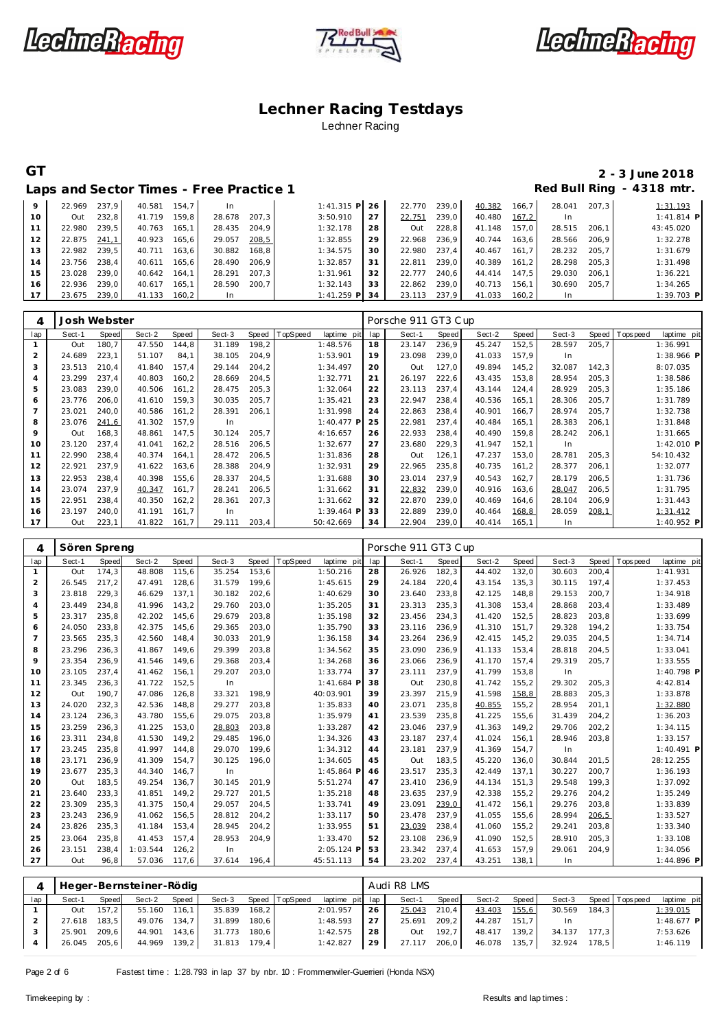# Lechner Racing Testdays

Lechner Racing

**GT** — **2 - 3 June 2018**

## Laps and Sector Times - Free Practice 1

**Red Bull Ring - 4318 mtr.**

| lap | Sect-1 | Speed | Sect-2 | Speed | Sect-3 | Speed | TopSpeed | laptime pit | lap | Sect-1 | Speed | Sect-2 | Speed | Sect-3 | Speed | Topspeed | laptime pit |
|---|---|---|---|---|---|---|---|---|---|---|---|---|---|---|---|---|---|
| 9 | 22.969 | 237,9 | 40.581 | 154,7 | In | | | 1:41.315 P | 26 | 22.770 | 239,0 | 40.382 | 166,7 | 28.041 | 207,3 | | 1:31.193 |
| 10 | Out | 232,8 | 41.719 | 159,8 | 28.678 | 207,3 | | 3:50.910 | 27 | 22.751 | 239,0 | 40.480 | 167,2 | In | | | 1:41.814 P |
| 11 | 22.980 | 239,5 | 40.763 | 165,1 | 28.435 | 204,9 | | 1:32.178 | 28 | Out | 228,8 | 41.148 | 157,0 | 28.515 | 206,1 | | 43:45.020 |
| 12 | 22.875 | 241,1 | 40.923 | 165,6 | 29.057 | 208,5 | | 1:32.855 | 29 | 22.968 | 236,9 | 40.744 | 163,6 | 28.566 | 206,9 | | 1:32.278 |
| 13 | 22.982 | 239,5 | 40.711 | 163,6 | 30.882 | 168,8 | | 1:34.575 | 30 | 22.980 | 237,4 | 40.467 | 161,7 | 28.232 | 205,7 | | 1:31.679 |
| 14 | 23.756 | 238,4 | 40.611 | 165,6 | 28.490 | 206,9 | | 1:32.857 | 31 | 22.811 | 239,0 | 40.389 | 161,2 | 28.298 | 205,3 | | 1:31.498 |
| 15 | 23.028 | 239,0 | 40.642 | 164,1 | 28.291 | 207,3 | | 1:31.961 | 32 | 22.777 | 240,6 | 44.414 | 147,5 | 29.030 | 206,1 | | 1:36.221 |
| 16 | 22.936 | 239,0 | 40.617 | 165,1 | 28.590 | 200,7 | | 1:32.143 | 33 | 22.862 | 239,0 | 40.713 | 156,1 | 30.690 | 205,7 | | 1:34.265 |
| 17 | 23.675 | 239,0 | 41.133 | 160,2 | In | | | 1:41.259 P | 34 | 23.113 | 237,9 | 41.033 | 160,2 | In | | | 1:39.703 P |

### 4 Josh Webster — Porsche 911 GT3 Cup

| lap | Sect-1 | Speed | Sect-2 | Speed | Sect-3 | Speed | TopSpeed | laptime pit | lap | Sect-1 | Speed | Sect-2 | Speed | Sect-3 | Speed | Topspeed | laptime pit |
|---|---|---|---|---|---|---|---|---|---|---|---|---|---|---|---|---|---|
| 1 | Out | 180,7 | 47.550 | 144,8 | 31.189 | 198,2 | | 1:48.576 | 18 | 23.147 | 236,9 | 45.247 | 152,5 | 28.597 | 205,7 | | 1:36.991 |
| 2 | 24.689 | 223,1 | 51.107 | 84,1 | 38.105 | 204,9 | | 1:53.901 | 19 | 23.098 | 239,0 | 41.033 | 157,9 | In | | | 1:38.966 P |
| 3 | 23.513 | 210,4 | 41.840 | 157,4 | 29.144 | 204,2 | | 1:34.497 | 20 | Out | 127,0 | 49.894 | 145,2 | 32.087 | 142,3 | | 8:07.035 |
| 4 | 23.299 | 237,4 | 40.803 | 160,2 | 28.669 | 204,5 | | 1:32.771 | 21 | 26.197 | 222,6 | 43.435 | 153,8 | 28.954 | 205,3 | | 1:38.586 |
| 5 | 23.083 | 239,0 | 40.506 | 161,2 | 28.475 | 205,3 | | 1:32.064 | 22 | 23.113 | 237,4 | 43.144 | 124,4 | 28.929 | 205,3 | | 1:35.186 |
| 6 | 23.776 | 206,0 | 41.610 | 159,3 | 30.035 | 205,7 | | 1:35.421 | 23 | 22.947 | 238,4 | 40.536 | 165,1 | 28.306 | 205,7 | | 1:31.789 |
| 7 | 23.021 | 240,0 | 40.586 | 161,2 | 28.391 | 206,1 | | 1:31.998 | 24 | 22.863 | 238,4 | 40.901 | 166,7 | 28.974 | 205,7 | | 1:32.738 |
| 8 | 23.076 | 241,6 | 41.302 | 157,9 | In | | | 1:40.477 P | 25 | 22.981 | 237,4 | 40.484 | 165,1 | 28.383 | 206,1 | | 1:31.848 |
| 9 | Out | 168,3 | 48.861 | 147,5 | 30.124 | 205,7 | | 4:16.657 | 26 | 22.933 | 238,4 | 40.490 | 159,8 | 28.242 | 206,1 | | 1:31.665 |
| 10 | 23.120 | 237,4 | 41.041 | 162,2 | 28.516 | 206,5 | | 1:32.677 | 27 | 23.680 | 229,3 | 41.947 | 152,1 | In | | | 1:42.010 P |
| 11 | 22.990 | 238,4 | 40.374 | 164,1 | 28.472 | 206,5 | | 1:31.836 | 28 | Out | 126,1 | 47.237 | 153,0 | 28.781 | 205,3 | | 54:10.432 |
| 12 | 22.921 | 237,9 | 41.622 | 163,6 | 28.388 | 204,9 | | 1:32.931 | 29 | 22.965 | 235,8 | 40.735 | 161,2 | 28.377 | 206,1 | | 1:32.077 |
| 13 | 22.953 | 238,4 | 40.398 | 155,6 | 28.337 | 204,5 | | 1:31.688 | 30 | 23.014 | 237,9 | 40.543 | 162,7 | 28.179 | 206,5 | | 1:31.736 |
| 14 | 23.074 | 237,9 | 40.347 | 161,7 | 28.241 | 206,5 | | 1:31.662 | 31 | 22.832 | 239,0 | 40.916 | 163,6 | 28.047 | 206,5 | | 1:31.795 |
| 15 | 22.951 | 238,4 | 40.350 | 162,2 | 28.361 | 207,3 | | 1:31.662 | 32 | 22.870 | 239,0 | 40.469 | 164,6 | 28.104 | 206,9 | | 1:31.443 |
| 16 | 23.197 | 240,0 | 41.191 | 161,7 | In | | | 1:39.464 P | 33 | 22.889 | 239,0 | 40.464 | 168,8 | 28.059 | 208,1 | | 1:31.412 |
| 17 | Out | 223,1 | 41.822 | 161,7 | 29.111 | 203,4 | | 50:42.669 | 34 | 22.904 | 239,0 | 40.414 | 165,1 | In | | | 1:40.952 P |

### 4 Sören Spreng — Porsche 911 GT3 Cup

| lap | Sect-1 | Speed | Sect-2 | Speed | Sect-3 | Speed | TopSpeed | laptime pit | lap | Sect-1 | Speed | Sect-2 | Speed | Sect-3 | Speed | Topspeed | laptime pit |
|---|---|---|---|---|---|---|---|---|---|---|---|---|---|---|---|---|---|
| 1 | Out | 174,3 | 48.808 | 115,6 | 35.254 | 153,6 | | 1:50.216 | 28 | 26.926 | 182,3 | 44.402 | 132,0 | 30.603 | 200,4 | | 1:41.931 |
| 2 | 26.545 | 217,2 | 47.491 | 128,6 | 31.579 | 199,6 | | 1:45.615 | 29 | 24.184 | 220,4 | 43.154 | 135,3 | 30.115 | 197,4 | | 1:37.453 |
| 3 | 23.818 | 229,3 | 46.629 | 137,1 | 30.182 | 202,6 | | 1:40.629 | 30 | 23.640 | 233,8 | 42.125 | 148,8 | 29.153 | 200,7 | | 1:34.918 |
| 4 | 23.449 | 234,8 | 41.996 | 143,2 | 29.760 | 203,0 | | 1:35.205 | 31 | 23.313 | 235,3 | 41.308 | 153,4 | 28.868 | 203,4 | | 1:33.489 |
| 5 | 23.317 | 235,8 | 42.202 | 145,6 | 29.679 | 203,8 | | 1:35.198 | 32 | 23.456 | 234,3 | 41.420 | 152,5 | 28.823 | 203,8 | | 1:33.699 |
| 6 | 24.050 | 233,8 | 42.375 | 145,6 | 29.365 | 203,0 | | 1:35.790 | 33 | 23.116 | 236,9 | 41.310 | 151,7 | 29.328 | 194,2 | | 1:33.754 |
| 7 | 23.565 | 235,3 | 42.560 | 148,4 | 30.033 | 201,9 | | 1:36.158 | 34 | 23.264 | 236,9 | 42.415 | 145,2 | 29.035 | 204,5 | | 1:34.714 |
| 8 | 23.296 | 236,3 | 41.867 | 149,6 | 29.399 | 203,8 | | 1:34.562 | 35 | 23.090 | 236,9 | 41.133 | 153,4 | 28.818 | 204,5 | | 1:33.041 |
| 9 | 23.354 | 236,9 | 41.546 | 149,6 | 29.368 | 203,4 | | 1:34.268 | 36 | 23.066 | 236,9 | 41.170 | 157,4 | 29.319 | 205,7 | | 1:33.555 |
| 10 | 23.105 | 237,4 | 41.462 | 156,1 | 29.207 | 203,0 | | 1:33.774 | 37 | 23.111 | 237,9 | 41.799 | 153,8 | In | | | 1:40.798 P |
| 11 | 23.345 | 236,3 | 41.722 | 152,5 | In | | | 1:41.684 P | 38 | Out | 230,8 | 41.742 | 155,2 | 29.302 | 205,3 | | 4:42.814 |
| 12 | Out | 190,7 | 47.086 | 126,8 | 33.321 | 198,9 | | 40:03.901 | 39 | 23.397 | 215,9 | 41.598 | 158,8 | 28.883 | 205,3 | | 1:33.878 |
| 13 | 24.020 | 232,3 | 42.536 | 148,8 | 29.277 | 203,8 | | 1:35.833 | 40 | 23.071 | 235,8 | 40.855 | 155,2 | 28.954 | 201,1 | | 1:32.880 |
| 14 | 23.124 | 236,3 | 43.780 | 155,6 | 29.075 | 203,8 | | 1:35.979 | 41 | 23.539 | 235,8 | 41.225 | 155,6 | 31.439 | 204,2 | | 1:36.203 |
| 15 | 23.259 | 236,3 | 41.225 | 153,0 | 28.803 | 203,8 | | 1:33.287 | 42 | 23.046 | 237,9 | 41.363 | 149,2 | 29.706 | 202,2 | | 1:34.115 |
| 16 | 23.311 | 234,8 | 41.530 | 149,2 | 29.485 | 196,0 | | 1:34.326 | 43 | 23.187 | 237,4 | 41.024 | 156,1 | 28.946 | 203,8 | | 1:33.157 |
| 17 | 23.245 | 235,8 | 41.997 | 144,8 | 29.070 | 199,6 | | 1:34.312 | 44 | 23.181 | 237,9 | 41.369 | 154,7 | In | | | 1:40.491 P |
| 18 | 23.171 | 236,9 | 41.309 | 154,7 | 30.125 | 196,0 | | 1:34.605 | 45 | Out | 183,5 | 45.220 | 136,0 | 30.844 | 201,5 | | 28:12.255 |
| 19 | 23.677 | 235,3 | 44.340 | 146,7 | In | | | 1:45.864 P | 46 | 23.517 | 235,3 | 42.449 | 137,1 | 30.227 | 200,7 | | 1:36.193 |
| 20 | Out | 183,5 | 49.254 | 136,7 | 30.145 | 201,9 | | 5:51.274 | 47 | 23.410 | 236,9 | 44.134 | 151,3 | 29.548 | 199,3 | | 1:37.092 |
| 21 | 23.640 | 233,3 | 41.851 | 149,2 | 29.727 | 201,5 | | 1:35.218 | 48 | 23.635 | 237,9 | 42.338 | 155,2 | 29.276 | 204,2 | | 1:35.249 |
| 22 | 23.309 | 235,3 | 41.375 | 150,4 | 29.057 | 204,5 | | 1:33.741 | 49 | 23.091 | 239,0 | 41.472 | 156,1 | 29.276 | 203,8 | | 1:33.839 |
| 23 | 23.243 | 236,9 | 41.062 | 156,5 | 28.812 | 204,2 | | 1:33.117 | 50 | 23.478 | 237,9 | 41.055 | 155,6 | 28.994 | 206,5 | | 1:33.527 |
| 24 | 23.826 | 235,3 | 41.184 | 153,4 | 28.945 | 204,2 | | 1:33.955 | 51 | 23.039 | 238,4 | 41.060 | 155,2 | 29.241 | 203,8 | | 1:33.340 |
| 25 | 23.064 | 235,8 | 41.453 | 157,4 | 28.953 | 204,9 | | 1:33.470 | 52 | 23.108 | 236,9 | 41.090 | 152,5 | 28.910 | 205,3 | | 1:33.108 |
| 26 | 23.151 | 238,4 | 1:03.544 | 126,2 | In | | | 2:05.124 P | 53 | 23.342 | 237,4 | 41.653 | 157,9 | 29.061 | 204,9 | | 1:34.056 |
| 27 | Out | 96,8 | 57.036 | 117,6 | 37.614 | 196,4 | | 45:51.113 | 54 | 23.202 | 237,4 | 43.251 | 138,1 | In | | | 1:44.896 P |

### 4 Heger-Bernsteiner-Rödig — Audi R8 LMS

| lap | Sect-1 | Speed | Sect-2 | Speed | Sect-3 | Speed | TopSpeed | laptime pit | lap | Sect-1 | Speed | Sect-2 | Speed | Sect-3 | Speed | Topspeed | laptime pit |
|---|---|---|---|---|---|---|---|---|---|---|---|---|---|---|---|---|---|
| 1 | Out | 157,2 | 55.160 | 116,1 | 35.839 | 168,2 | | 2:01.957 | 26 | 25.043 | 210,4 | 43.403 | 155,6 | 30.569 | 184,3 | | 1:39.015 |
| 2 | 27.618 | 183,5 | 49.076 | 134,7 | 31.899 | 180,6 | | 1:48.593 | 27 | 25.691 | 209,2 | 44.287 | 151,7 | In | | | 1:48.677 P |
| 3 | 25.901 | 209,6 | 44.901 | 143,6 | 31.773 | 180,6 | | 1:42.575 | 28 | Out | 192,7 | 48.417 | 139,2 | 34.137 | 177,3 | | 7:53.626 |
| 4 | 26.045 | 205,6 | 44.969 | 139,2 | 31.813 | 179,4 | | 1:42.827 | 29 | 27.117 | 206,0 | 46.078 | 135,7 | 32.924 | 178,5 | | 1:46.119 |

Fastest time : 1:28.793 in lap 37 by nbr. 10 : Frommenwiler-Guerrieri (Honda NSX)

Timekeeping by : Results and lap times :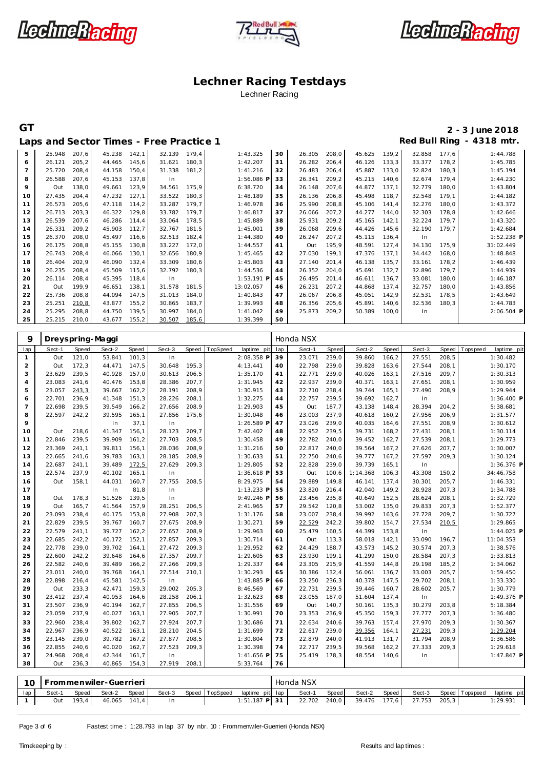# Lechner Racing Testdays

Lechner Racing

**GT** — **2 - 3 June 2018**

## Laps and Sector Times - Free Practice 1

**Red Bull Ring - 4318 mtr.**

| lap | Sect-1 | Speed | Sect-2 | Speed | Sect-3 | Speed | TopSpeed | laptime pit | lap | Sect-1 | Speed | Sect-2 | Speed | Sect-3 | Speed | Topspeed | laptime pit |
|---|---|---|---|---|---|---|---|---|---|---|---|---|---|---|---|---|---|
| 5 | 25.948 | 207,6 | 45.238 | 142,1 | 32.139 | 179,4 | | 1:43.325 | 30 | 26.305 | 208,0 | 45.625 | 139,2 | 32.858 | 177,6 | | 1:44.788 |
| 6 | 26.121 | 205,2 | 44.465 | 145,6 | 31.621 | 180,3 | | 1:42.207 | 31 | 26.282 | 206,4 | 46.126 | 133,3 | 33.377 | 178,2 | | 1:45.785 |
| 7 | 25.720 | 208,4 | 44.158 | 150,4 | 31.338 | 181,2 | | 1:41.216 | 32 | 26.483 | 206,4 | 45.887 | 133,0 | 32.824 | 180,3 | | 1:45.194 |
| 8 | 26.588 | 207,6 | 45.153 | 137,8 | In | | | 1:56.086 P | 33 | 26.341 | 209,2 | 45.215 | 140,6 | 32.674 | 179,4 | | 1:44.230 |
| 9 | Out | 138,0 | 49.661 | 123,9 | 34.561 | 175,9 | | 6:38.720 | 34 | 26.148 | 207,6 | 44.877 | 137,1 | 32.779 | 180,0 | | 1:43.804 |
| 10 | 27.435 | 204,4 | 47.232 | 127,1 | 33.522 | 180,3 | | 1:48.189 | 35 | 26.136 | 206,8 | 45.498 | 118,7 | 32.548 | 179,1 | | 1:44.182 |
| 11 | 26.573 | 205,6 | 47.118 | 114,2 | 33.287 | 179,7 | | 1:46.978 | 36 | 25.990 | 208,8 | 45.106 | 141,4 | 32.276 | 180,0 | | 1:43.372 |
| 12 | 26.713 | 203,3 | 46.322 | 129,8 | 33.782 | 179,7 | | 1:46.817 | 37 | 26.066 | 207,2 | 44.277 | 144,0 | 32.303 | 178,8 | | 1:42.646 |
| 13 | 26.539 | 207,6 | 46.286 | 114,4 | 33.064 | 178,5 | | 1:45.889 | 38 | 25.931 | 209,2 | 45.165 | 142,1 | 32.224 | 179,7 | | 1:43.320 |
| 14 | 26.331 | 209,2 | 45.903 | 112,7 | 32.767 | 181,5 | | 1:45.001 | 39 | 26.068 | 209,6 | 44.426 | 145,6 | 32.190 | 179,7 | | 1:42.684 |
| 15 | 26.370 | 208,0 | 45.497 | 116,6 | 32.513 | 182,4 | | 1:44.380 | 40 | 26.247 | 207,2 | 45.115 | 136,4 | In | | | 1:52.238 P |
| 16 | 26.175 | 208,8 | 45.155 | 130,8 | 33.227 | 172,0 | | 1:44.557 | 41 | Out | 195,9 | 48.591 | 127,4 | 34.130 | 175,9 | | 31:02.449 |
| 17 | 26.743 | 208,4 | 46.066 | 130,1 | 32.656 | 180,9 | | 1:45.465 | 42 | 27.030 | 199,1 | 47.376 | 137,1 | 34.442 | 168,0 | | 1:48.848 |
| 18 | 26.404 | 202,9 | 46.090 | 132,4 | 33.309 | 180,6 | | 1:45.803 | 43 | 27.140 | 201,4 | 46.138 | 135,7 | 33.161 | 178,2 | | 1:46.439 |
| 19 | 26.235 | 208,4 | 45.509 | 115,6 | 32.792 | 180,3 | | 1:44.536 | 44 | 26.352 | 204,0 | 45.691 | 132,7 | 32.896 | 179,7 | | 1:44.939 |
| 20 | 26.114 | 208,4 | 45.395 | 118,4 | In | | | 1:53.191 P | 45 | 26.495 | 201,4 | 46.611 | 136,7 | 33.081 | 180,0 | | 1:46.187 |
| 21 | Out | 199,9 | 46.651 | 138,1 | 31.578 | 181,5 | | 13:02.057 | 46 | 26.231 | 207,2 | 44.868 | 137,4 | 32.757 | 180,0 | | 1:43.856 |
| 22 | 25.736 | 208,8 | 44.094 | 147,5 | 31.013 | 184,0 | | 1:40.843 | 47 | 26.067 | 206,8 | 45.051 | 142,9 | 32.531 | 178,5 | | 1:43.649 |
| 23 | 25.251 | 210,8 | 43.877 | 155,2 | 30.865 | 183,7 | | 1:39.993 | 48 | 26.356 | 205,6 | 45.891 | 140,6 | 32.536 | 180,3 | | 1:44.783 |
| 24 | 25.295 | 208,8 | 44.750 | 139,5 | 30.997 | 184,0 | | 1:41.042 | 49 | 25.873 | 209,2 | 50.389 | 100,0 | In | | | 2:06.504 P |
| 25 | 25.215 | 210,0 | 43.677 | 155,2 | 30.507 | 185,6 | | 1:39.399 | 50 | | | | | | | | |

**9 Dreyspring-Maggi** — Honda NSX

| lap | Sect-1 | Speed | Sect-2 | Speed | Sect-3 | Speed | TopSpeed | laptime pit | lap | Sect-1 | Speed | Sect-2 | Speed | Sect-3 | Speed | Topspeed | laptime pit |
|---|---|---|---|---|---|---|---|---|---|---|---|---|---|---|---|---|---|
| 1 | Out | 121,0 | 53.841 | 101,3 | In | | | 2:08.358 P | 39 | 23.071 | 239,0 | 39.860 | 166,2 | 27.551 | 208,5 | | 1:30.482 |
| 2 | Out | 172,3 | 44.471 | 147,5 | 30.648 | 195,3 | | 4:13.441 | 40 | 22.798 | 239,0 | 39.828 | 163,6 | 27.544 | 208,1 | | 1:30.170 |
| 3 | 23.629 | 239,5 | 40.928 | 157,0 | 30.613 | 206,5 | | 1:35.170 | 41 | 22.771 | 239,0 | 40.026 | 163,1 | 27.516 | 209,7 | | 1:30.313 |
| 4 | 23.083 | 241,6 | 40.476 | 153,8 | 28.386 | 207,7 | | 1:31.945 | 42 | 22.937 | 239,0 | 40.371 | 163,1 | 27.651 | 208,1 | | 1:30.959 |
| 5 | 23.057 | 243,3 | 39.667 | 162,2 | 28.191 | 208,9 | | 1:30.915 | 43 | 22.710 | 238,4 | 39.744 | 165,1 | 27.490 | 208,9 | | 1:29.944 |
| 6 | 22.701 | 236,9 | 41.348 | 151,3 | 28.226 | 208,1 | | 1:32.275 | 44 | 22.757 | 239,5 | 39.692 | 162,7 | In | | | 1:36.400 P |
| 7 | 22.698 | 239,5 | 39.549 | 166,2 | 27.656 | 208,9 | | 1:29.903 | 45 | Out | 187,7 | 43.138 | 148,4 | 28.394 | 204,2 | | 5:38.681 |
| 8 | 22.597 | 242,2 | 39.595 | 165,1 | 27.856 | 175,6 | | 1:30.048 | 46 | 23.003 | 237,9 | 40.618 | 160,2 | 27.956 | 206,9 | | 1:31.577 |
| 9 | | | In | 37,1 | In | | | 1:26.589 P | 47 | 23.026 | 239,0 | 40.035 | 164,6 | 27.551 | 208,9 | | 1:30.612 |
| 10 | Out | 218,6 | 41.347 | 156,1 | 28.123 | 209,7 | | 7:42.402 | 48 | 22.952 | 239,5 | 39.731 | 168,2 | 27.431 | 208,1 | | 1:30.114 |
| 11 | 22.846 | 239,5 | 39.909 | 161,2 | 27.703 | 208,5 | | 1:30.458 | 49 | 22.782 | 240,0 | 39.452 | 162,7 | 27.539 | 208,1 | | 1:29.773 |
| 12 | 23.369 | 241,1 | 39.811 | 156,1 | 28.036 | 208,9 | | 1:31.216 | 50 | 22.817 | 240,0 | 39.564 | 167,2 | 27.626 | 207,7 | | 1:30.007 |
| 13 | 22.665 | 241,6 | 39.783 | 163,1 | 28.185 | 208,9 | | 1:30.633 | 51 | 22.750 | 240,6 | 39.777 | 167,2 | 27.597 | 209,3 | | 1:30.124 |
| 14 | 22.687 | 241,1 | 39.489 | 172,5 | 27.629 | 209,3 | | 1:29.805 | 52 | 22.828 | 239,0 | 39.739 | 165,1 | In | | | 1:36.376 P |
| 15 | 22.574 | 237,9 | 40.102 | 165,1 | In | | | 1:36.618 P | 53 | Out | 100,6 | 1:14.368 | 106,3 | 43.308 | 150,2 | | 34:46.758 |
| 16 | Out | 158,1 | 44.031 | 160,7 | 27.755 | 208,5 | | 8:29.975 | 54 | 29.889 | 149,8 | 46.141 | 137,4 | 30.301 | 205,7 | | 1:46.331 |
| 17 | | | In | 81,8 | In | | | 1:13.233 P | 55 | 23.820 | 216,4 | 42.040 | 149,2 | 28.928 | 207,3 | | 1:34.788 |
| 18 | Out | 178,3 | 51.526 | 139,5 | In | | | 9:49.246 P | 56 | 23.456 | 235,8 | 40.649 | 152,5 | 28.624 | 208,1 | | 1:32.729 |
| 19 | Out | 165,7 | 41.564 | 157,9 | 28.251 | 206,5 | | 2:41.965 | 57 | 29.542 | 120,8 | 53.002 | 135,0 | 29.833 | 207,3 | | 1:52.377 |
| 20 | 23.093 | 238,4 | 40.175 | 153,8 | 27.908 | 207,3 | | 1:31.176 | 58 | 23.007 | 238,4 | 39.992 | 163,6 | 27.728 | 209,7 | | 1:30.727 |
| 21 | 22.829 | 239,5 | 39.767 | 160,7 | 27.675 | 208,9 | | 1:30.271 | 59 | 22.529 | 242,2 | 39.802 | 154,7 | 27.534 | 210,5 | | 1:29.865 |
| 22 | 22.579 | 241,1 | 39.727 | 162,2 | 27.657 | 208,9 | | 1:29.963 | 60 | 25.479 | 160,5 | 44.399 | 153,8 | In | | | 1:44.025 P |
| 23 | 22.685 | 242,2 | 40.172 | 152,1 | 27.857 | 209,3 | | 1:30.714 | 61 | Out | 113,3 | 58.018 | 142,1 | 33.090 | 196,7 | | 11:04.353 |
| 24 | 22.778 | 239,0 | 39.702 | 164,1 | 27.472 | 209,3 | | 1:29.952 | 62 | 24.429 | 188,7 | 43.573 | 145,2 | 30.574 | 207,3 | | 1:38.576 |
| 25 | 22.600 | 242,2 | 39.648 | 164,6 | 27.357 | 209,7 | | 1:29.605 | 63 | 23.930 | 199,1 | 41.299 | 150,0 | 28.584 | 207,3 | | 1:33.813 |
| 26 | 22.582 | 240,6 | 39.489 | 166,2 | 27.266 | 209,3 | | 1:29.337 | 64 | 23.305 | 215,9 | 41.559 | 144,8 | 29.198 | 185,2 | | 1:34.062 |
| 27 | 23.011 | 240,0 | 39.768 | 164,1 | 27.514 | 210,1 | | 1:30.293 | 65 | 30.386 | 132,4 | 56.061 | 136,7 | 33.003 | 205,7 | | 1:59.450 |
| 28 | 22.898 | 216,4 | 45.581 | 142,5 | In | | | 1:43.885 P | 66 | 23.250 | 236,3 | 40.378 | 147,5 | 29.702 | 208,1 | | 1:33.330 |
| 29 | Out | 233,3 | 42.471 | 159,3 | 29.002 | 205,3 | | 8:46.569 | 67 | 22.731 | 239,5 | 39.446 | 160,7 | 28.602 | 205,7 | | 1:30.779 |
| 30 | 23.412 | 237,4 | 40.953 | 164,6 | 28.258 | 206,1 | | 1:32.623 | 68 | 23.055 | 187,0 | 51.604 | 137,4 | In | | | 1:49.376 P |
| 31 | 23.507 | 236,9 | 40.194 | 162,7 | 27.855 | 206,5 | | 1:31.556 | 69 | Out | 140,7 | 50.161 | 135,3 | 30.279 | 203,8 | | 5:18.384 |
| 32 | 23.059 | 237,9 | 40.027 | 163,1 | 27.905 | 207,7 | | 1:30.991 | 70 | 23.353 | 236,9 | 45.350 | 159,3 | 27.777 | 207,3 | | 1:36.480 |
| 33 | 22.960 | 238,4 | 39.802 | 162,7 | 27.924 | 207,7 | | 1:30.686 | 71 | 22.634 | 240,6 | 39.763 | 157,4 | 27.970 | 209,3 | | 1:30.367 |
| 34 | 22.967 | 236,9 | 40.522 | 163,1 | 28.210 | 204,5 | | 1:31.699 | 72 | 22.617 | 239,0 | 39.356 | 164,1 | 27.231 | 209,3 | | 1:29.204 |
| 35 | 23.145 | 239,0 | 39.782 | 167,2 | 27.877 | 208,5 | | 1:30.804 | 73 | 22.879 | 240,0 | 41.913 | 131,7 | 31.794 | 208,9 | | 1:36.586 |
| 36 | 22.855 | 240,6 | 40.020 | 162,7 | 27.523 | 209,3 | | 1:30.398 | 74 | 22.717 | 239,5 | 39.568 | 162,2 | 27.333 | 209,3 | | 1:29.618 |
| 37 | 24.968 | 208,4 | 42.344 | 161,7 | In | | | 1:41.656 P | 75 | 25.419 | 178,3 | 48.554 | 140,6 | In | | | 1:47.847 P |
| 38 | Out | 236,3 | 40.865 | 154,3 | 27.919 | 208,1 | | 5:33.764 | 76 | | | | | | | | |

**10 Frommenwiler-Guerrieri** — Honda NSX

| lap | Sect-1 | Speed | Sect-2 | Speed | Sect-3 | Speed | TopSpeed | laptime pit | lap | Sect-1 | Speed | Sect-2 | Speed | Sect-3 | Speed | Topspeed | laptime pit |
|---|---|---|---|---|---|---|---|---|---|---|---|---|---|---|---|---|---|
| 1 | Out | 193,4 | 46.065 | 141,4 | In | | | 1:51.187 P | 31 | 22.702 | 240,0 | 39.476 | 177,6 | 27.753 | 205,3 | | 1:29.931 |

Fastest time : 1:28.793 in lap 37 by nbr. 10 : Frommenwiler-Guerrieri (Honda NSX)

Timekeeping by : Results and lap times :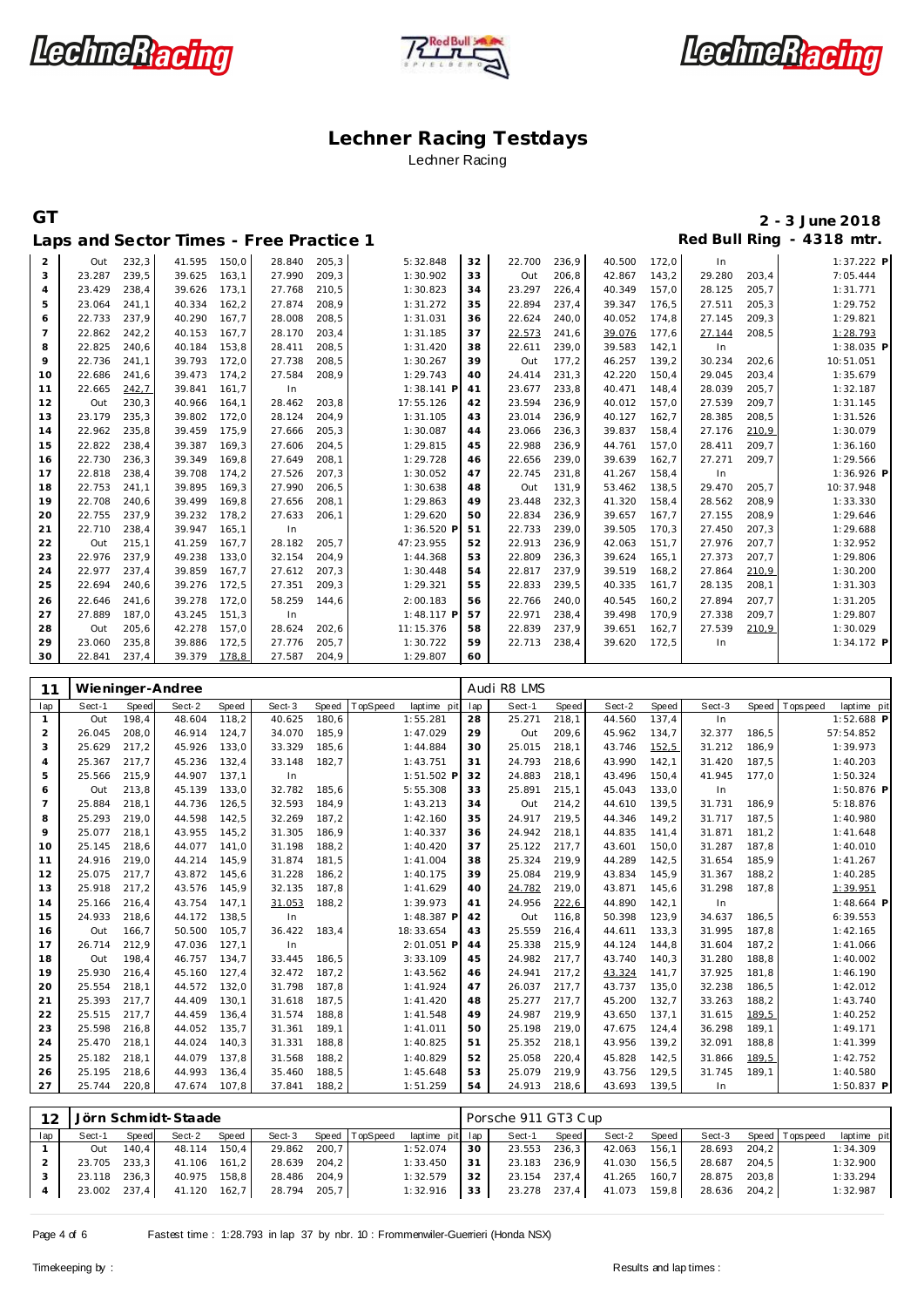# Lechner Racing Testdays

Lechner Racing

**GT** — **2 - 3 June 2018**

## Laps and Sector Times - Free Practice 1 — Red Bull Ring - 4318 mtr.

| lap | Sect-1 | Speed | Sect-2 | Speed | Sect-3 | Speed | TopSpeed | laptime pit | lap | Sect-1 | Speed | Sect-2 | Speed | Sect-3 | Speed | Topspeed | laptime pit |
|---|---|---|---|---|---|---|---|---|---|---|---|---|---|---|---|---|---|
| 2 | Out | 232,3 | 41.595 | 150,0 | 28.840 | 205,3 | | 5:32.848 | 32 | 22.700 | 236,9 | 40.500 | 172,0 | In | | | 1:37.222 P |
| 3 | 23.287 | 239,5 | 39.625 | 163,1 | 27.990 | 209,3 | | 1:30.902 | 33 | Out | 206,8 | 42.867 | 143,2 | 29.280 | 203,4 | | 7:05.444 |
| 4 | 23.429 | 238,4 | 39.626 | 173,1 | 27.768 | 210,5 | | 1:30.823 | 34 | 23.297 | 226,4 | 40.349 | 157,0 | 28.125 | 205,7 | | 1:31.771 |
| 5 | 23.064 | 241,1 | 40.334 | 162,2 | 27.874 | 208,9 | | 1:31.272 | 35 | 22.894 | 237,4 | 39.347 | 176,5 | 27.511 | 205,3 | | 1:29.752 |
| 6 | 22.733 | 237,9 | 40.290 | 167,7 | 28.008 | 208,5 | | 1:31.031 | 36 | 22.624 | 240,0 | 40.052 | 174,8 | 27.145 | 209,3 | | 1:29.821 |
| 7 | 22.862 | 242,2 | 40.153 | 167,7 | 28.170 | 203,4 | | 1:31.185 | 37 | 22.573 | 241,6 | 39.076 | 177,6 | 27.144 | 208,5 | | 1:28.793 |
| 8 | 22.825 | 240,6 | 40.184 | 153,8 | 28.411 | 208,5 | | 1:31.420 | 38 | 22.611 | 239,0 | 39.583 | 142,1 | In | | | 1:38.035 P |
| 9 | 22.736 | 241,1 | 39.793 | 172,0 | 27.738 | 208,5 | | 1:30.267 | 39 | Out | 177,2 | 46.257 | 139,2 | 30.234 | 202,6 | | 10:51.051 |
| 10 | 22.686 | 241,6 | 39.473 | 174,2 | 27.584 | 208,9 | | 1:29.743 | 40 | 24.414 | 231,3 | 42.220 | 150,4 | 29.045 | 203,4 | | 1:35.679 |
| 11 | 22.665 | 242,7 | 39.841 | 161,7 | In | | | 1:38.141 P | 41 | 23.677 | 233,8 | 40.471 | 148,4 | 28.039 | 205,7 | | 1:32.187 |
| 12 | Out | 230,3 | 40.966 | 164,1 | 28.462 | 203,8 | | 17:55.126 | 42 | 23.594 | 236,9 | 40.012 | 157,0 | 27.539 | 209,7 | | 1:31.145 |
| 13 | 23.179 | 235,3 | 39.802 | 172,0 | 28.124 | 204,9 | | 1:31.105 | 43 | 23.014 | 236,9 | 40.127 | 162,7 | 28.385 | 208,5 | | 1:31.526 |
| 14 | 22.962 | 235,8 | 39.459 | 175,9 | 27.666 | 205,3 | | 1:30.087 | 44 | 23.066 | 236,3 | 39.837 | 158,4 | 27.176 | 210,9 | | 1:30.079 |
| 15 | 22.822 | 238,4 | 39.387 | 169,3 | 27.606 | 204,5 | | 1:29.815 | 45 | 22.988 | 236,9 | 44.761 | 157,0 | 28.411 | 209,7 | | 1:36.160 |
| 16 | 22.730 | 236,3 | 39.349 | 169,8 | 27.649 | 208,1 | | 1:29.728 | 46 | 22.656 | 239,0 | 39.639 | 162,7 | 27.271 | 209,7 | | 1:29.566 |
| 17 | 22.818 | 238,4 | 39.708 | 174,2 | 27.526 | 207,3 | | 1:30.052 | 47 | 22.745 | 231,8 | 41.267 | 158,4 | In | | | 1:36.926 P |
| 18 | 22.753 | 241,1 | 39.895 | 169,3 | 27.990 | 206,5 | | 1:30.638 | 48 | Out | 131,9 | 53.462 | 138,5 | 29.470 | 205,7 | | 10:37.948 |
| 19 | 22.708 | 240,6 | 39.499 | 169,8 | 27.656 | 208,1 | | 1:29.863 | 49 | 23.448 | 232,3 | 41.320 | 158,4 | 28.562 | 208,9 | | 1:33.330 |
| 20 | 22.755 | 237,9 | 39.232 | 178,2 | 27.633 | 206,1 | | 1:29.620 | 50 | 22.834 | 236,9 | 39.657 | 167,7 | 27.155 | 208,9 | | 1:29.646 |
| 21 | 22.710 | 238,4 | 39.947 | 165,1 | In | | | 1:36.520 P | 51 | 22.733 | 239,0 | 39.505 | 170,3 | 27.450 | 207,3 | | 1:29.688 |
| 22 | Out | 215,1 | 41.259 | 167,7 | 28.182 | 205,7 | | 47:23.955 | 52 | 22.913 | 236,9 | 42.063 | 151,7 | 27.976 | 207,7 | | 1:32.952 |
| 23 | 22.976 | 237,9 | 49.238 | 133,0 | 32.154 | 204,9 | | 1:44.368 | 53 | 22.809 | 236,3 | 39.624 | 165,1 | 27.373 | 207,7 | | 1:29.806 |
| 24 | 22.977 | 237,4 | 39.859 | 167,7 | 27.612 | 207,3 | | 1:30.448 | 54 | 22.817 | 237,9 | 39.519 | 168,2 | 27.864 | 210,9 | | 1:30.200 |
| 25 | 22.694 | 240,6 | 39.276 | 172,5 | 27.351 | 209,3 | | 1:29.321 | 55 | 22.833 | 239,5 | 40.335 | 161,7 | 28.135 | 208,1 | | 1:31.303 |
| 26 | 22.646 | 241,6 | 39.278 | 172,0 | 58.259 | 144,6 | | 2:00.183 | 56 | 22.766 | 240,0 | 40.545 | 160,2 | 27.894 | 207,7 | | 1:31.205 |
| 27 | 27.889 | 187,0 | 43.245 | 151,3 | In | | | 1:48.117 P | 57 | 22.971 | 238,4 | 39.498 | 170,9 | 27.338 | 209,7 | | 1:29.807 |
| 28 | Out | 205,6 | 42.278 | 157,0 | 28.624 | 202,6 | | 11:15.376 | 58 | 22.839 | 237,9 | 39.651 | 162,7 | 27.539 | 210,9 | | 1:30.029 |
| 29 | 23.060 | 235,8 | 39.886 | 172,5 | 27.776 | 205,7 | | 1:30.722 | 59 | 22.713 | 238,4 | 39.620 | 172,5 | In | | | 1:34.172 P |
| 30 | 22.841 | 237,4 | 39.379 | 178,8 | 27.587 | 204,9 | | 1:29.807 | 60 | | | | | | | | |

**11 — Wieninger-Andree — Audi R8 LMS**

| lap | Sect-1 | Speed | Sect-2 | Speed | Sect-3 | Speed | TopSpeed | laptime pit | lap | Sect-1 | Speed | Sect-2 | Speed | Sect-3 | Speed | Topspeed | laptime pit |
|---|---|---|---|---|---|---|---|---|---|---|---|---|---|---|---|---|---|
| 1 | Out | 198,4 | 48.604 | 118,2 | 40.625 | 180,6 | | 1:55.281 | 28 | 25.271 | 218,1 | 44.560 | 137,4 | In | | | 1:52.688 P |
| 2 | 26.045 | 208,0 | 46.914 | 124,7 | 34.070 | 185,9 | | 1:47.029 | 29 | Out | 209,6 | 45.962 | 134,7 | 32.377 | 186,5 | | 57:54.852 |
| 3 | 25.629 | 217,2 | 45.926 | 133,0 | 33.329 | 185,6 | | 1:44.884 | 30 | 25.015 | 218,1 | 43.746 | 152,5 | 31.212 | 186,9 | | 1:39.973 |
| 4 | 25.367 | 217,7 | 45.236 | 132,4 | 33.148 | 182,7 | | 1:43.751 | 31 | 24.793 | 218,6 | 43.990 | 142,1 | 31.420 | 187,5 | | 1:40.203 |
| 5 | 25.566 | 215,9 | 44.907 | 137,1 | In | | | 1:51.502 P | 32 | 24.883 | 218,1 | 43.496 | 150,4 | 41.945 | 177,0 | | 1:50.324 |
| 6 | Out | 213,8 | 45.139 | 133,0 | 32.782 | 185,6 | | 5:55.308 | 33 | 25.891 | 215,1 | 45.043 | 133,0 | In | | | 1:50.876 P |
| 7 | 25.884 | 218,1 | 44.736 | 126,5 | 32.593 | 184,9 | | 1:43.213 | 34 | Out | 214,2 | 44.610 | 139,5 | 31.731 | 186,9 | | 5:18.876 |
| 8 | 25.293 | 219,0 | 44.598 | 142,5 | 32.269 | 187,2 | | 1:42.160 | 35 | 24.917 | 219,5 | 44.346 | 149,2 | 31.717 | 187,5 | | 1:40.980 |
| 9 | 25.077 | 218,1 | 43.955 | 145,2 | 31.305 | 186,9 | | 1:40.337 | 36 | 24.942 | 218,1 | 44.835 | 141,4 | 31.871 | 181,2 | | 1:41.648 |
| 10 | 25.145 | 218,6 | 44.077 | 141,0 | 31.198 | 188,2 | | 1:40.420 | 37 | 25.122 | 217,7 | 43.601 | 150,0 | 31.287 | 187,8 | | 1:40.010 |
| 11 | 24.916 | 219,0 | 44.214 | 145,9 | 31.874 | 181,5 | | 1:41.004 | 38 | 25.324 | 219,9 | 44.289 | 142,5 | 31.654 | 185,9 | | 1:41.267 |
| 12 | 25.075 | 217,7 | 43.872 | 145,6 | 31.228 | 186,2 | | 1:40.175 | 39 | 25.084 | 219,9 | 43.834 | 145,9 | 31.367 | 188,2 | | 1:40.285 |
| 13 | 25.918 | 217,2 | 43.576 | 145,9 | 32.135 | 187,8 | | 1:41.629 | 40 | 24.782 | 219,0 | 43.871 | 145,6 | 31.298 | 187,8 | | 1:39.951 |
| 14 | 25.166 | 216,4 | 43.754 | 147,1 | 31.053 | 188,2 | | 1:39.973 | 41 | 24.956 | 222,6 | 44.890 | 142,1 | In | | | 1:48.664 P |
| 15 | 24.933 | 218,6 | 44.172 | 138,5 | In | | | 1:48.387 P | 42 | Out | 116,8 | 50.398 | 123,9 | 34.637 | 186,5 | | 6:39.553 |
| 16 | Out | 166,7 | 50.500 | 105,7 | 36.422 | 183,4 | | 18:33.654 | 43 | 25.559 | 216,4 | 44.611 | 133,3 | 31.995 | 187,8 | | 1:42.165 |
| 17 | 26.714 | 212,9 | 47.036 | 127,1 | In | | | 2:01.051 P | 44 | 25.338 | 215,9 | 44.124 | 144,8 | 31.604 | 187,2 | | 1:41.066 |
| 18 | Out | 198,4 | 46.757 | 134,7 | 33.445 | 186,5 | | 3:33.109 | 45 | 24.982 | 217,7 | 43.740 | 140,3 | 31.280 | 188,8 | | 1:40.002 |
| 19 | 25.930 | 216,4 | 45.160 | 127,4 | 32.472 | 187,2 | | 1:43.562 | 46 | 24.941 | 217,2 | 43.324 | 141,7 | 37.925 | 181,8 | | 1:46.190 |
| 20 | 25.554 | 218,1 | 44.572 | 132,0 | 31.798 | 187,8 | | 1:41.924 | 47 | 26.037 | 217,7 | 43.737 | 135,0 | 32.238 | 186,5 | | 1:42.012 |
| 21 | 25.393 | 217,7 | 44.409 | 130,1 | 31.618 | 187,5 | | 1:41.420 | 48 | 25.277 | 217,7 | 45.200 | 132,7 | 33.263 | 188,2 | | 1:43.740 |
| 22 | 25.515 | 217,7 | 44.459 | 136,4 | 31.574 | 188,8 | | 1:41.548 | 49 | 24.987 | 219,9 | 43.650 | 137,1 | 31.615 | 189,5 | | 1:40.252 |
| 23 | 25.598 | 216,8 | 44.052 | 135,7 | 31.361 | 189,1 | | 1:41.011 | 50 | 25.198 | 219,0 | 47.675 | 124,4 | 36.298 | 189,1 | | 1:49.171 |
| 24 | 25.470 | 218,1 | 44.024 | 140,3 | 31.331 | 188,8 | | 1:40.825 | 51 | 25.352 | 218,1 | 43.956 | 139,2 | 32.091 | 188,8 | | 1:41.399 |
| 25 | 25.182 | 218,1 | 44.079 | 137,8 | 31.568 | 188,2 | | 1:40.829 | 52 | 25.058 | 220,4 | 45.828 | 142,5 | 31.866 | 189,5 | | 1:42.752 |
| 26 | 25.195 | 218,6 | 44.993 | 136,4 | 35.460 | 188,5 | | 1:45.648 | 53 | 25.079 | 219,9 | 43.756 | 129,5 | 31.745 | 189,1 | | 1:40.580 |
| 27 | 25.744 | 220,8 | 47.674 | 107,8 | 37.841 | 188,2 | | 1:51.259 | 54 | 24.913 | 218,6 | 43.693 | 139,5 | In | | | 1:50.837 P |

**12 — Jörn Schmidt-Staade — Porsche 911 GT3 Cup**

| lap | Sect-1 | Speed | Sect-2 | Speed | Sect-3 | Speed | TopSpeed | laptime pit | lap | Sect-1 | Speed | Sect-2 | Speed | Sect-3 | Speed | Topspeed | laptime pit |
|---|---|---|---|---|---|---|---|---|---|---|---|---|---|---|---|---|---|
| 1 | Out | 140,4 | 48.114 | 150,4 | 29.862 | 200,7 | | 1:52.074 | 30 | 23.553 | 236,3 | 42.063 | 156,1 | 28.693 | 204,2 | | 1:34.309 |
| 2 | 23.705 | 233,3 | 41.106 | 161,2 | 28.639 | 204,2 | | 1:33.450 | 31 | 23.183 | 236,9 | 41.030 | 156,5 | 28.687 | 204,5 | | 1:32.900 |
| 3 | 23.118 | 236,3 | 40.975 | 158,8 | 28.486 | 204,9 | | 1:32.579 | 32 | 23.154 | 237,4 | 41.265 | 160,7 | 28.875 | 203,8 | | 1:33.294 |
| 4 | 23.002 | 237,4 | 41.120 | 162,7 | 28.794 | 205,7 | | 1:32.916 | 33 | 23.278 | 237,4 | 41.073 | 159,8 | 28.636 | 204,2 | | 1:32.987 |

Fastest time : 1:28.793 in lap 37 by nbr. 10 : Frommenwiler-Guerrieri (Honda NSX)

Timekeeping by : Results and lap times :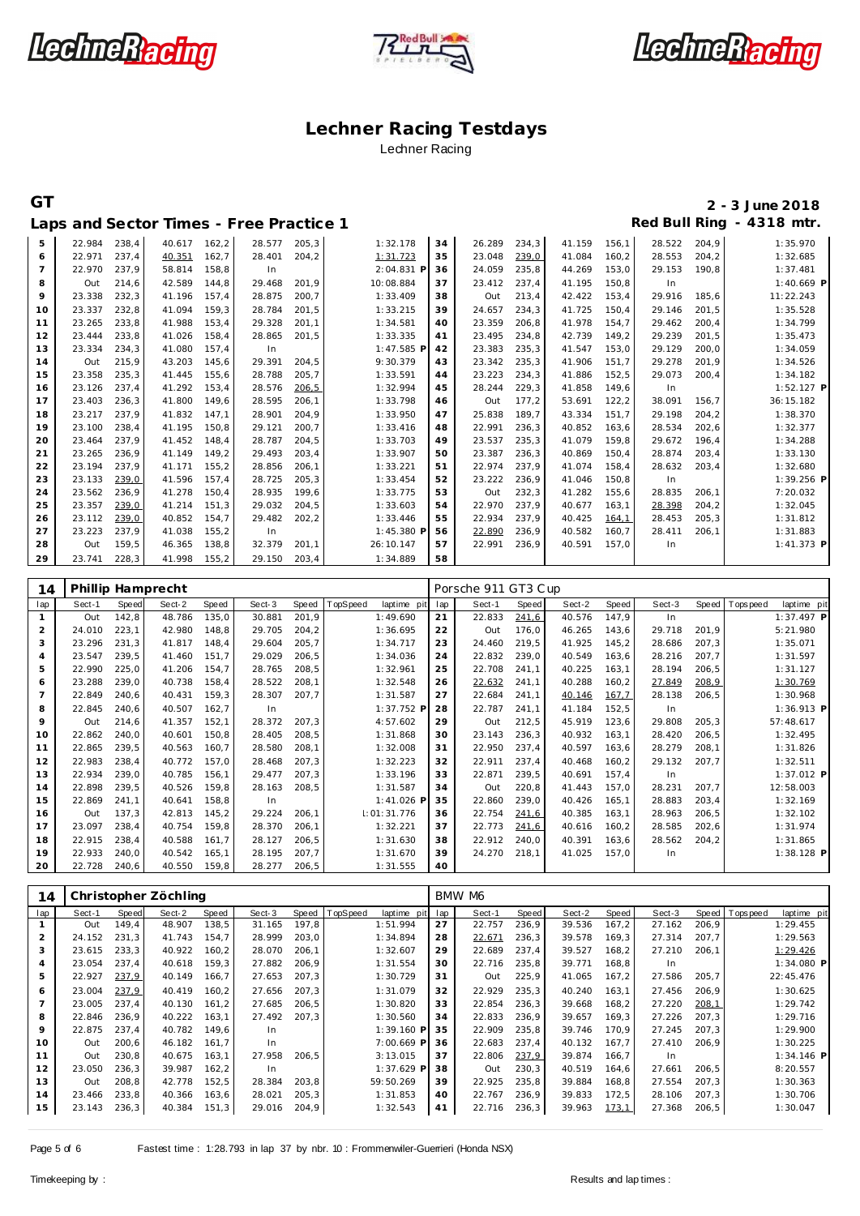# Lechner Racing Testdays

Lechner Racing

**GT** — **2 - 3 June 2018**

## Laps and Sector Times - Free Practice 1

**Red Bull Ring - 4318 mtr.**

| lap | Sect-1 | Speed | Sect-2 | Speed | Sect-3 | Speed | TopSpeed | laptime pit | lap | Sect-1 | Speed | Sect-2 | Speed | Sect-3 | Speed | Topspeed | laptime pit |
|---|---|---|---|---|---|---|---|---|---|---|---|---|---|---|---|---|---|
| 5 | 22.984 | 238,4 | 40.617 | 162,2 | 28.577 | 205,3 | | 1:32.178 | 34 | 26.289 | 234,3 | 41.159 | 156,1 | 28.522 | 204,9 | | 1:35.970 |
| 6 | 22.971 | 237,4 | 40.351 | 162,7 | 28.401 | 204,2 | | 1:31.723 | 35 | 23.048 | 239,0 | 41.084 | 160,2 | 28.553 | 204,2 | | 1:32.685 |
| 7 | 22.970 | 237,9 | 58.814 | 158,8 | In | | | 2:04.831 P | 36 | 24.059 | 235,8 | 44.269 | 153,0 | 29.153 | 190,8 | | 1:37.481 |
| 8 | Out | 214,6 | 42.589 | 144,8 | 29.468 | 201,9 | | 10:08.884 | 37 | 23.412 | 237,4 | 41.195 | 150,8 | In | | | 1:40.669 P |
| 9 | 23.338 | 232,3 | 41.196 | 157,4 | 28.875 | 200,7 | | 1:33.409 | 38 | Out | 213,4 | 42.422 | 153,4 | 29.916 | 185,6 | | 11:22.243 |
| 10 | 23.337 | 232,8 | 41.094 | 159,3 | 28.784 | 201,5 | | 1:33.215 | 39 | 24.657 | 234,3 | 41.725 | 150,4 | 29.146 | 201,5 | | 1:35.528 |
| 11 | 23.265 | 233,8 | 41.988 | 153,4 | 29.328 | 201,1 | | 1:34.581 | 40 | 23.359 | 206,8 | 41.978 | 154,7 | 29.462 | 200,4 | | 1:34.799 |
| 12 | 23.444 | 233,8 | 41.026 | 158,4 | 28.865 | 201,5 | | 1:33.335 | 41 | 23.495 | 234,8 | 42.739 | 149,2 | 29.239 | 201,5 | | 1:35.473 |
| 13 | 23.334 | 234,3 | 41.080 | 157,4 | In | | | 1:47.585 P | 42 | 23.383 | 235,3 | 41.547 | 153,0 | 29.129 | 200,0 | | 1:34.059 |
| 14 | Out | 215,9 | 43.203 | 145,6 | 29.391 | 204,5 | | 9:30.379 | 43 | 23.342 | 235,3 | 41.906 | 151,7 | 29.278 | 201,9 | | 1:34.526 |
| 15 | 23.358 | 235,3 | 41.445 | 155,6 | 28.788 | 205,7 | | 1:33.591 | 44 | 23.223 | 234,3 | 41.886 | 152,5 | 29.073 | 200,4 | | 1:34.182 |
| 16 | 23.126 | 237,4 | 41.292 | 153,4 | 28.576 | 206,5 | | 1:32.994 | 45 | 28.244 | 229,3 | 41.858 | 149,6 | In | | | 1:52.127 P |
| 17 | 23.403 | 236,3 | 41.800 | 149,6 | 28.595 | 206,1 | | 1:33.798 | 46 | Out | 177,2 | 53.691 | 122,2 | 38.091 | 156,7 | | 36:15.182 |
| 18 | 23.217 | 237,9 | 41.832 | 147,1 | 28.901 | 204,9 | | 1:33.950 | 47 | 25.838 | 189,7 | 43.334 | 151,7 | 29.198 | 204,2 | | 1:38.370 |
| 19 | 23.100 | 238,4 | 41.195 | 150,8 | 29.121 | 200,7 | | 1:33.416 | 48 | 22.991 | 236,3 | 40.852 | 163,6 | 28.534 | 202,6 | | 1:32.377 |
| 20 | 23.464 | 237,9 | 41.452 | 148,4 | 28.787 | 204,5 | | 1:33.703 | 49 | 23.537 | 235,3 | 41.079 | 159,8 | 29.672 | 196,4 | | 1:34.288 |
| 21 | 23.265 | 236,9 | 41.149 | 149,2 | 29.493 | 203,4 | | 1:33.907 | 50 | 23.387 | 236,3 | 40.869 | 150,4 | 28.874 | 203,4 | | 1:33.130 |
| 22 | 23.194 | 237,9 | 41.171 | 155,2 | 28.856 | 206,1 | | 1:33.221 | 51 | 22.974 | 237,9 | 41.074 | 158,4 | 28.632 | 203,4 | | 1:32.680 |
| 23 | 23.133 | 239,0 | 41.596 | 157,4 | 28.725 | 205,3 | | 1:33.454 | 52 | 23.222 | 236,9 | 41.046 | 150,8 | In | | | 1:39.256 P |
| 24 | 23.562 | 236,9 | 41.278 | 150,4 | 28.935 | 199,6 | | 1:33.775 | 53 | Out | 232,3 | 41.282 | 155,6 | 28.835 | 206,1 | | 7:20.032 |
| 25 | 23.357 | 239,0 | 41.214 | 151,3 | 29.032 | 204,5 | | 1:33.603 | 54 | 22.970 | 237,9 | 40.677 | 163,1 | 28.398 | 204,2 | | 1:32.045 |
| 26 | 23.112 | 239,0 | 40.852 | 154,7 | 29.482 | 202,2 | | 1:33.446 | 55 | 22.934 | 237,9 | 40.425 | 164,1 | 28.453 | 205,3 | | 1:31.812 |
| 27 | 23.223 | 237,9 | 41.038 | 155,2 | In | | | 1:45.380 P | 56 | 22.890 | 236,9 | 40.582 | 160,7 | 28.411 | 206,1 | | 1:31.883 |
| 28 | Out | 159,5 | 46.365 | 138,8 | 32.379 | 201,1 | | 26:10.147 | 57 | 22.991 | 236,9 | 40.591 | 157,0 | In | | | 1:41.373 P |
| 29 | 23.741 | 228,3 | 41.998 | 155,2 | 29.150 | 203,4 | | 1:34.889 | 58 | | | | | | | | |

### 14 Phillip Hamprecht — Porsche 911 GT3 Cup

| lap | Sect-1 | Speed | Sect-2 | Speed | Sect-3 | Speed | TopSpeed | laptime pit | lap | Sect-1 | Speed | Sect-2 | Speed | Sect-3 | Speed | Topspeed | laptime pit |
|---|---|---|---|---|---|---|---|---|---|---|---|---|---|---|---|---|---|
| 1 | Out | 142,8 | 48.786 | 135,0 | 30.881 | 201,9 | | 1:49.690 | 21 | 22.833 | 241,6 | 40.576 | 147,9 | In | | | 1:37.497 P |
| 2 | 24.010 | 223,1 | 42.980 | 148,8 | 29.705 | 204,2 | | 1:36.695 | 22 | Out | 176,0 | 46.265 | 143,6 | 29.718 | 201,9 | | 5:21.980 |
| 3 | 23.296 | 231,3 | 41.817 | 148,4 | 29.604 | 205,7 | | 1:34.717 | 23 | 24.460 | 219,5 | 41.925 | 145,2 | 28.686 | 207,3 | | 1:35.071 |
| 4 | 23.547 | 239,5 | 41.460 | 151,7 | 29.029 | 206,5 | | 1:34.036 | 24 | 22.832 | 239,0 | 40.549 | 163,6 | 28.216 | 207,7 | | 1:31.597 |
| 5 | 22.990 | 225,0 | 41.206 | 154,7 | 28.765 | 208,5 | | 1:32.961 | 25 | 22.708 | 241,1 | 40.225 | 163,1 | 28.194 | 206,5 | | 1:31.127 |
| 6 | 23.288 | 239,0 | 40.738 | 158,4 | 28.522 | 208,1 | | 1:32.548 | 26 | 22.632 | 241,1 | 40.288 | 160,2 | 27.849 | 208,9 | | 1:30.769 |
| 7 | 22.849 | 240,6 | 40.431 | 159,3 | 28.307 | 207,7 | | 1:31.587 | 27 | 22.684 | 241,1 | 40.146 | 167,7 | 28.138 | 206,5 | | 1:30.968 |
| 8 | 22.845 | 240,6 | 40.507 | 162,7 | In | | | 1:37.752 P | 28 | 22.787 | 241,1 | 41.184 | 152,5 | In | | | 1:36.913 P |
| 9 | Out | 214,6 | 41.357 | 152,1 | 28.372 | 207,3 | | 4:57.602 | 29 | Out | 212,5 | 45.919 | 123,6 | 29.808 | 205,3 | | 57:48.617 |
| 10 | 22.862 | 240,0 | 40.601 | 150,8 | 28.405 | 208,5 | | 1:31.868 | 30 | 23.143 | 236,3 | 40.932 | 163,1 | 28.420 | 206,5 | | 1:32.495 |
| 11 | 22.865 | 239,5 | 40.563 | 160,7 | 28.580 | 208,1 | | 1:32.008 | 31 | 22.950 | 237,4 | 40.597 | 163,6 | 28.279 | 208,1 | | 1:31.826 |
| 12 | 22.983 | 238,4 | 40.772 | 157,0 | 28.468 | 207,3 | | 1:32.223 | 32 | 22.911 | 237,4 | 40.468 | 160,2 | 29.132 | 207,7 | | 1:32.511 |
| 13 | 22.934 | 239,0 | 40.785 | 156,1 | 29.477 | 207,3 | | 1:33.196 | 33 | 22.871 | 239,5 | 40.691 | 157,4 | In | | | 1:37.012 P |
| 14 | 22.898 | 239,5 | 40.526 | 159,8 | 28.163 | 208,5 | | 1:31.587 | 34 | Out | 220,8 | 41.443 | 157,0 | 28.231 | 207,7 | | 12:58.003 |
| 15 | 22.869 | 241,1 | 40.641 | 158,8 | In | | | 1:41.026 P | 35 | 22.860 | 239,0 | 40.426 | 165,1 | 28.883 | 203,4 | | 1:32.169 |
| 16 | Out | 137,3 | 42.813 | 145,2 | 29.224 | 206,1 | | 1:01:31.776 | 36 | 22.754 | 241,6 | 40.385 | 163,1 | 28.963 | 206,5 | | 1:32.102 |
| 17 | 23.097 | 238,4 | 40.754 | 159,8 | 28.370 | 206,1 | | 1:32.221 | 37 | 22.773 | 241,6 | 40.616 | 160,2 | 28.585 | 202,6 | | 1:31.974 |
| 18 | 22.915 | 238,4 | 40.588 | 161,7 | 28.127 | 206,5 | | 1:31.630 | 38 | 22.912 | 240,0 | 40.391 | 163,6 | 28.562 | 204,2 | | 1:31.865 |
| 19 | 22.933 | 240,0 | 40.542 | 165,1 | 28.195 | 207,7 | | 1:31.670 | 39 | 24.270 | 218,1 | 41.025 | 157,0 | In | | | 1:38.128 P |
| 20 | 22.728 | 240,6 | 40.550 | 159,8 | 28.277 | 206,5 | | 1:31.555 | 40 | | | | | | | | |

### 14 Christopher Zöchling — BMW M6

| lap | Sect-1 | Speed | Sect-2 | Speed | Sect-3 | Speed | TopSpeed | laptime pit | lap | Sect-1 | Speed | Sect-2 | Speed | Sect-3 | Speed | Topspeed | laptime pit |
|---|---|---|---|---|---|---|---|---|---|---|---|---|---|---|---|---|---|
| 1 | Out | 149,4 | 48.907 | 138,5 | 31.165 | 197,8 | | 1:51.994 | 27 | 22.757 | 236,9 | 39.536 | 167,2 | 27.162 | 206,9 | | 1:29.455 |
| 2 | 24.152 | 231,3 | 41.743 | 154,7 | 28.999 | 203,0 | | 1:34.894 | 28 | 22.671 | 236,3 | 39.578 | 169,3 | 27.314 | 207,7 | | 1:29.563 |
| 3 | 23.615 | 233,3 | 40.922 | 160,2 | 28.070 | 206,1 | | 1:32.607 | 29 | 22.689 | 237,4 | 39.527 | 168,2 | 27.210 | 206,1 | | 1:29.426 |
| 4 | 23.054 | 237,4 | 40.618 | 159,3 | 27.882 | 206,9 | | 1:31.554 | 30 | 22.716 | 235,8 | 39.771 | 168,8 | In | | | 1:34.080 P |
| 5 | 22.927 | 237,9 | 40.149 | 166,7 | 27.653 | 207,3 | | 1:30.729 | 31 | Out | 225,9 | 41.065 | 167,2 | 27.586 | 205,7 | | 22:45.476 |
| 6 | 23.004 | 237,9 | 40.419 | 160,2 | 27.656 | 207,3 | | 1:31.079 | 32 | 22.929 | 235,3 | 40.240 | 163,1 | 27.456 | 206,9 | | 1:30.625 |
| 7 | 23.005 | 237,4 | 40.130 | 161,2 | 27.685 | 206,5 | | 1:30.820 | 33 | 22.854 | 236,3 | 39.668 | 168,2 | 27.220 | 208,1 | | 1:29.742 |
| 8 | 22.846 | 236,9 | 40.222 | 163,1 | 27.492 | 207,3 | | 1:30.560 | 34 | 22.833 | 236,9 | 39.657 | 169,3 | 27.226 | 207,3 | | 1:29.716 |
| 9 | 22.875 | 237,4 | 40.782 | 149,6 | In | | | 1:39.160 P | 35 | 22.909 | 235,8 | 39.746 | 170,9 | 27.245 | 207,3 | | 1:29.900 |
| 10 | Out | 200,6 | 46.182 | 161,7 | In | | | 7:00.669 P | 36 | 22.683 | 237,4 | 40.132 | 167,7 | 27.410 | 206,9 | | 1:30.225 |
| 11 | Out | 230,8 | 40.675 | 163,1 | 27.958 | 206,5 | | 3:13.015 | 37 | 22.806 | 237,9 | 39.874 | 166,7 | In | | | 1:34.146 P |
| 12 | 23.050 | 236,3 | 39.987 | 162,2 | In | | | 1:37.629 P | 38 | Out | 230,3 | 40.519 | 164,6 | 27.661 | 206,5 | | 8:20.557 |
| 13 | Out | 208,8 | 42.778 | 152,5 | 28.384 | 203,8 | | 59:50.269 | 39 | 22.925 | 235,8 | 39.884 | 168,8 | 27.554 | 207,3 | | 1:30.363 |
| 14 | 23.466 | 233,8 | 40.366 | 163,6 | 28.021 | 205,3 | | 1:31.853 | 40 | 22.767 | 236,9 | 39.833 | 172,5 | 28.106 | 207,3 | | 1:30.706 |
| 15 | 23.143 | 236,3 | 40.384 | 151,3 | 29.016 | 204,9 | | 1:32.543 | 41 | 22.716 | 236,3 | 39.963 | 173,1 | 27.368 | 206,5 | | 1:30.047 |

Fastest time : 1:28.793 in lap 37 by nbr. 10 : Frommenwiler-Guerrieri (Honda NSX)

Timekeeping by : Results and lap times :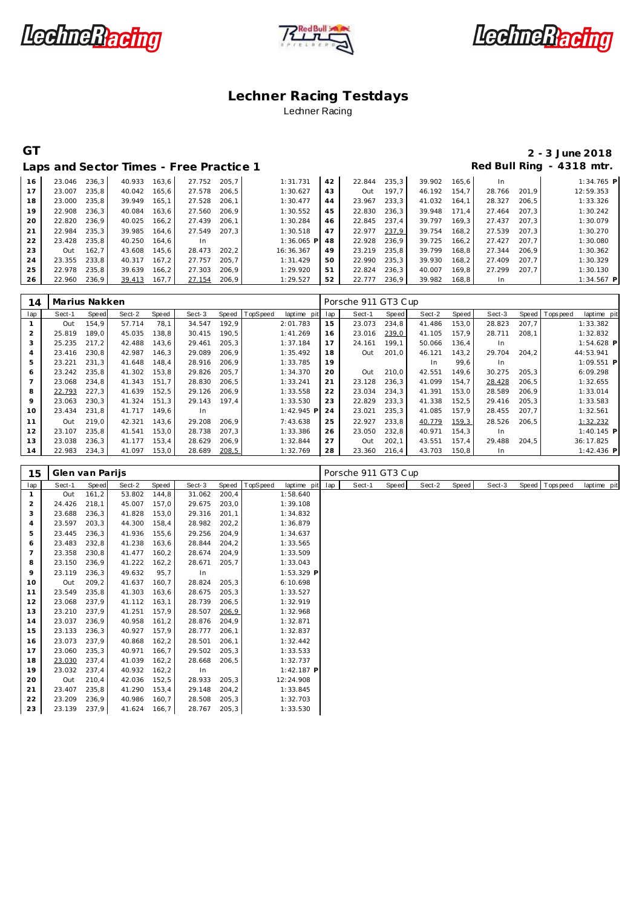# Lechner Racing Testdays

Lechner Racing

## GT

**2 - 3 June 2018**

### Laps and Sector Times - Free Practice 1

**Red Bull Ring - 4318 mtr.**

| lap | Sect-1 | Speed | Sect-2 | Speed | Sect-3 | Speed | TopSpeed | laptime pit | lap | Sect-1 | Speed | Sect-2 | Speed | Sect-3 | Speed | Topspeed | laptime pit |
|---|---|---|---|---|---|---|---|---|---|---|---|---|---|---|---|---|---|
| 16 | 23.046 | 236,3 | 40.933 | 163,6 | 27.752 | 205,7 | | 1:31.731 | 42 | 22.844 | 235,3 | 39.902 | 165,6 | In | | | 1:34.765 P |
| 17 | 23.007 | 235,8 | 40.042 | 165,6 | 27.578 | 206,5 | | 1:30.627 | 43 | Out | 197,7 | 46.192 | 154,7 | 28.766 | 201,9 | | 12:59.353 |
| 18 | 23.000 | 235,8 | 39.949 | 165,1 | 27.528 | 206,1 | | 1:30.477 | 44 | 23.967 | 233,3 | 41.032 | 164,1 | 28.327 | 206,5 | | 1:33.326 |
| 19 | 22.908 | 236,3 | 40.084 | 163,6 | 27.560 | 206,9 | | 1:30.552 | 45 | 22.830 | 236,3 | 39.948 | 171,4 | 27.464 | 207,3 | | 1:30.242 |
| 20 | 22.820 | 236,9 | 40.025 | 166,2 | 27.439 | 206,1 | | 1:30.284 | 46 | 22.845 | 237,4 | 39.797 | 169,3 | 27.437 | 207,3 | | 1:30.079 |
| 21 | 22.984 | 235,3 | 39.985 | 164,6 | 27.549 | 207,3 | | 1:30.518 | 47 | 22.977 | 237,9 | 39.754 | 168,2 | 27.539 | 207,3 | | 1:30.270 |
| 22 | 23.428 | 235,8 | 40.250 | 164,6 | In | | | 1:36.065 P | 48 | 22.928 | 236,9 | 39.725 | 166,2 | 27.427 | 207,7 | | 1:30.080 |
| 23 | Out | 162,7 | 43.608 | 145,6 | 28.473 | 202,2 | | 16:36.367 | 49 | 23.219 | 235,8 | 39.799 | 168,8 | 27.344 | 206,9 | | 1:30.362 |
| 24 | 23.355 | 233,8 | 40.317 | 167,2 | 27.757 | 205,7 | | 1:31.429 | 50 | 22.990 | 235,3 | 39.930 | 168,2 | 27.409 | 207,7 | | 1:30.329 |
| 25 | 22.978 | 235,8 | 39.639 | 166,2 | 27.303 | 206,9 | | 1:29.920 | 51 | 22.824 | 236,3 | 40.007 | 169,8 | 27.299 | 207,7 | | 1:30.130 |
| 26 | 22.960 | 236,9 | 39.413 | 167,7 | 27.154 | 206,9 | | 1:29.527 | 52 | 22.777 | 236,9 | 39.982 | 168,8 | In | | | 1:34.567 P |

**14 Marius Nakken** — Porsche 911 GT3 Cup

| lap | Sect-1 | Speed | Sect-2 | Speed | Sect-3 | Speed | TopSpeed | laptime pit | lap | Sect-1 | Speed | Sect-2 | Speed | Sect-3 | Speed | Topspeed | laptime pit |
|---|---|---|---|---|---|---|---|---|---|---|---|---|---|---|---|---|---|
| 1 | Out | 154,9 | 57.714 | 78,1 | 34.547 | 192,9 | | 2:01.783 | 15 | 23.073 | 234,8 | 41.486 | 153,0 | 28.823 | 207,7 | | 1:33.382 |
| 2 | 25.819 | 189,0 | 45.035 | 138,8 | 30.415 | 190,5 | | 1:41.269 | 16 | 23.016 | 239,0 | 41.105 | 157,9 | 28.711 | 208,1 | | 1:32.832 |
| 3 | 25.235 | 217,2 | 42.488 | 143,6 | 29.461 | 205,3 | | 1:37.184 | 17 | 24.161 | 199,1 | 50.066 | 136,4 | In | | | 1:54.628 P |
| 4 | 23.416 | 230,8 | 42.987 | 146,3 | 29.089 | 206,9 | | 1:35.492 | 18 | Out | 201,0 | 46.121 | 143,2 | 29.704 | 204,2 | | 44:53.941 |
| 5 | 23.221 | 231,3 | 41.648 | 148,4 | 28.916 | 206,9 | | 1:33.785 | 19 | | | In | 99,6 | In | | | 1:09.551 P |
| 6 | 23.242 | 235,8 | 41.302 | 153,8 | 29.826 | 205,7 | | 1:34.370 | 20 | Out | 210,0 | 42.551 | 149,6 | 30.275 | 205,3 | | 6:09.298 |
| 7 | 23.068 | 234,8 | 41.343 | 151,7 | 28.830 | 206,5 | | 1:33.241 | 21 | 23.128 | 236,3 | 41.099 | 154,7 | 28.428 | 206,5 | | 1:32.655 |
| 8 | 22.793 | 227,3 | 41.639 | 152,5 | 29.126 | 206,9 | | 1:33.558 | 22 | 23.034 | 234,3 | 41.391 | 153,0 | 28.589 | 206,9 | | 1:33.014 |
| 9 | 23.063 | 230,3 | 41.324 | 151,3 | 29.143 | 197,4 | | 1:33.530 | 23 | 22.829 | 233,3 | 41.338 | 152,5 | 29.416 | 205,3 | | 1:33.583 |
| 10 | 23.434 | 231,8 | 41.717 | 149,6 | In | | | 1:42.945 P | 24 | 23.021 | 235,3 | 41.085 | 157,9 | 28.455 | 207,7 | | 1:32.561 |
| 11 | Out | 219,0 | 42.321 | 143,6 | 29.208 | 206,9 | | 7:43.638 | 25 | 22.927 | 233,8 | 40.779 | 159,3 | 28.526 | 206,5 | | 1:32.232 |
| 12 | 23.107 | 235,8 | 41.541 | 153,0 | 28.738 | 207,3 | | 1:33.386 | 26 | 23.050 | 232,8 | 40.971 | 154,3 | In | | | 1:40.145 P |
| 13 | 23.038 | 236,3 | 41.177 | 153,4 | 28.629 | 206,9 | | 1:32.844 | 27 | Out | 202,1 | 43.551 | 157,4 | 29.488 | 204,5 | | 36:17.825 |
| 14 | 22.983 | 234,3 | 41.097 | 153,0 | 28.689 | 208,5 | | 1:32.769 | 28 | 23.360 | 216,4 | 43.703 | 150,8 | In | | | 1:42.436 P |

**15 Glen van Parijs** — Porsche 911 GT3 Cup

| lap | Sect-1 | Speed | Sect-2 | Speed | Sect-3 | Speed | TopSpeed | laptime pit |
|---|---|---|---|---|---|---|---|---|
| 1 | Out | 161,2 | 53.802 | 144,8 | 31.062 | 200,4 | | 1:58.640 |
| 2 | 24.426 | 218,1 | 45.007 | 157,0 | 29.675 | 203,0 | | 1:39.108 |
| 3 | 23.688 | 236,3 | 41.828 | 153,0 | 29.316 | 201,1 | | 1:34.832 |
| 4 | 23.597 | 203,3 | 44.300 | 158,4 | 28.982 | 202,2 | | 1:36.879 |
| 5 | 23.445 | 236,3 | 41.936 | 155,6 | 29.256 | 204,9 | | 1:34.637 |
| 6 | 23.483 | 232,8 | 41.238 | 163,6 | 28.844 | 204,2 | | 1:33.565 |
| 7 | 23.358 | 230,8 | 41.477 | 160,2 | 28.674 | 204,9 | | 1:33.509 |
| 8 | 23.150 | 236,9 | 41.222 | 162,2 | 28.671 | 205,7 | | 1:33.043 |
| 9 | 23.119 | 236,3 | 49.632 | 95,7 | In | | | 1:53.329 P |
| 10 | Out | 209,2 | 41.637 | 160,7 | 28.824 | 205,3 | | 6:10.698 |
| 11 | 23.549 | 235,8 | 41.303 | 163,6 | 28.675 | 205,3 | | 1:33.527 |
| 12 | 23.068 | 237,9 | 41.112 | 163,1 | 28.739 | 206,5 | | 1:32.919 |
| 13 | 23.210 | 237,9 | 41.251 | 157,9 | 28.507 | 206,9 | | 1:32.968 |
| 14 | 23.037 | 236,9 | 40.958 | 161,2 | 28.876 | 204,9 | | 1:32.871 |
| 15 | 23.133 | 236,3 | 40.927 | 157,9 | 28.777 | 206,1 | | 1:32.837 |
| 16 | 23.073 | 237,9 | 40.868 | 162,2 | 28.501 | 206,1 | | 1:32.442 |
| 17 | 23.060 | 235,3 | 40.971 | 166,7 | 29.502 | 205,3 | | 1:33.533 |
| 18 | 23.030 | 237,4 | 41.039 | 162,2 | 28.668 | 206,5 | | 1:32.737 |
| 19 | 23.032 | 237,4 | 40.932 | 162,2 | In | | | 1:42.187 P |
| 20 | Out | 210,4 | 42.036 | 152,5 | 28.933 | 205,3 | | 12:24.908 |
| 21 | 23.407 | 235,8 | 41.290 | 153,4 | 29.148 | 204,2 | | 1:33.845 |
| 22 | 23.209 | 236,9 | 40.986 | 160,7 | 28.508 | 205,3 | | 1:32.703 |
| 23 | 23.139 | 237,9 | 41.624 | 166,7 | 28.767 | 205,3 | | 1:33.530 |